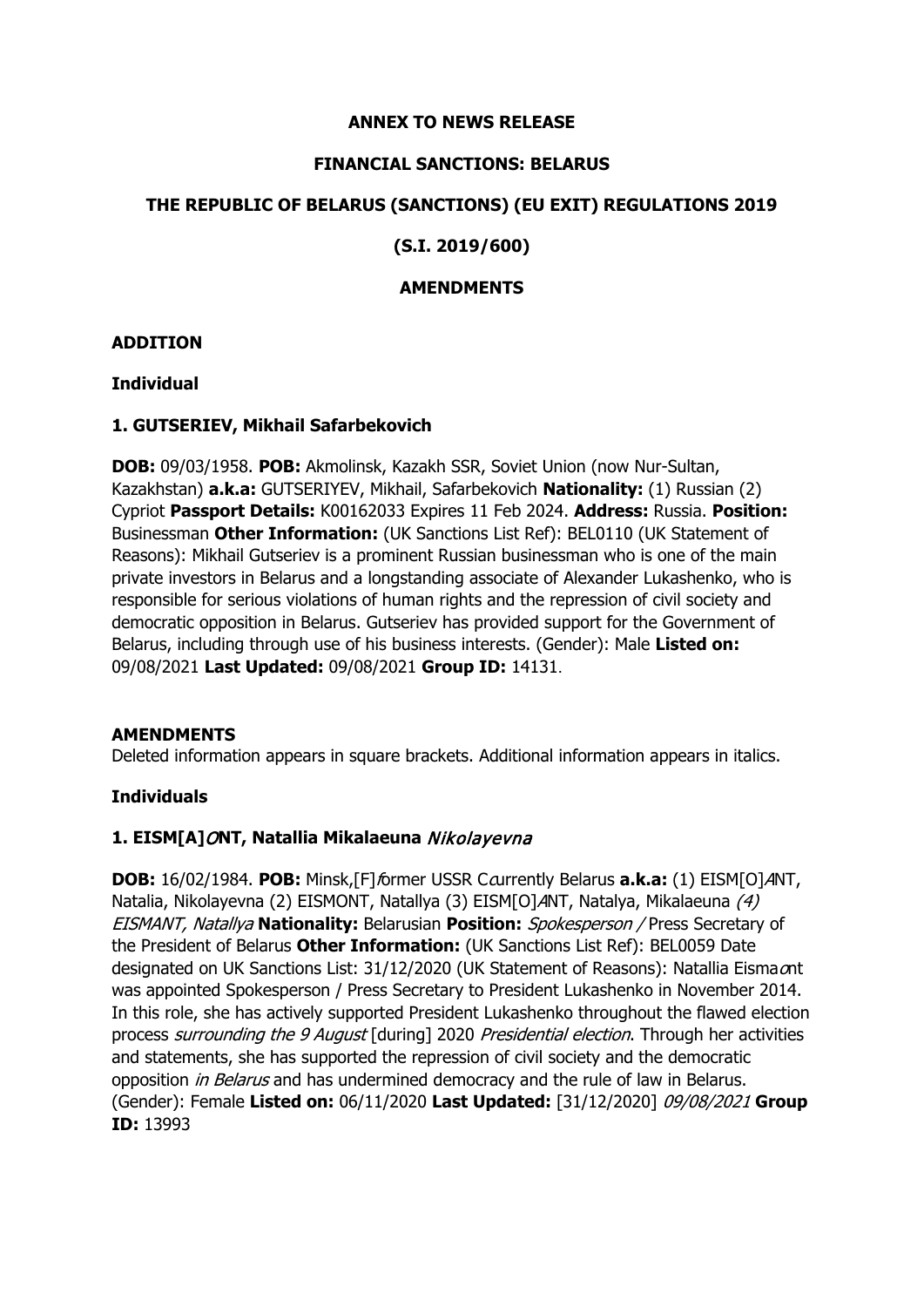**ANNEX TO NEWS RELEASE**

**FINANCIAL SANCTIONS: BELARUS**

**THE REPUBLIC OF BELARUS (SANCTIONS) (EU EXIT) REGULATIONS 2019**

**(S.I. 2019/600)**

**AMENDMENTS**

**ADDITION**

**Individual**

**1. GUTSERIEV, Mikhail Safarbekovich**

**DOB:** 09/03/1958. **POB:** Akmolinsk, Kazakh SSR, Soviet Union (now Nur-Sultan, Kazakhstan) **a.k.a:** GUTSERIYEV, Mikhail, Safarbekovich **Nationality:** (1) Russian (2) Cypriot **Passport Details:** K00162033 Expires 11 Feb 2024. **Address:** Russia. **Position:** Businessman **Other Information:** (UK Sanctions List Ref): BEL0110 (UK Statement of Reasons): Mikhail Gutseriev is a prominent Russian businessman who is one of the main private investors in Belarus and a longstanding associate of Alexander Lukashenko, who is responsible for serious violations of human rights and the repression of civil society and democratic opposition in Belarus. Gutseriev has provided support for the Government of Belarus, including through use of his business interests. (Gender): Male **Listed on:** 09/08/2021 **Last Updated:** 09/08/2021 **Group ID:** 14131.

**AMENDMENTS**

Deleted information appears in square brackets. Additional information appears in italics.

**Individuals**

**1. EISM[A]*O*NT, Natallia Mikalaeuna *Nikolayevna***

**DOB:** 16/02/1984. **POB:** Minsk,[F]*f*ormer USSR C*c*urrently Belarus **a.k.a:** (1) EISM[O]*A*NT, Natalia, Nikolayevna (2) EISMONT, Natallya (3) EISM[O]*A*NT, Natalya, Mikalaeuna *(4) EISMANT, Natallya* **Nationality:** Belarusian **Position:** *Spokesperson /* Press Secretary of the President of Belarus **Other Information:** (UK Sanctions List Ref): BEL0059 Date designated on UK Sanctions List: 31/12/2020 (UK Statement of Reasons): Natallia Eisma*o*nt was appointed Spokesperson / Press Secretary to President Lukashenko in November 2014. In this role, she has actively supported President Lukashenko throughout the flawed election process *surrounding the 9 August* [during] 2020 *Presidential election*. Through her activities and statements, she has supported the repression of civil society and the democratic opposition *in Belarus* and has undermined democracy and the rule of law in Belarus. (Gender): Female **Listed on:** 06/11/2020 **Last Updated:** [31/12/2020] *09/08/2021* **Group ID:** 13993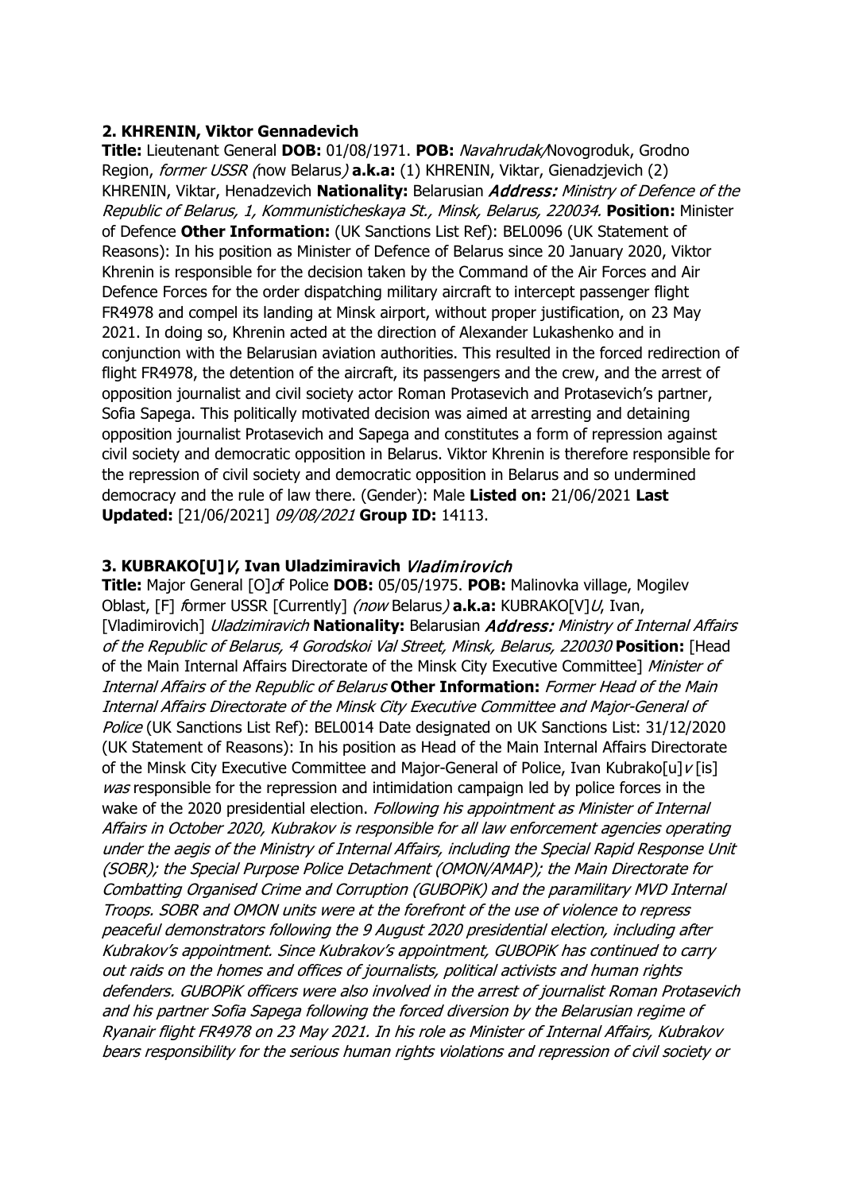**2. KHRENIN, Viktor Gennadevich**

**Title:** Lieutenant General **DOB:** 01/08/1971. **POB:** *Navahrudak/*Novogroduk, Grodno Region, *former USSR (*now Belarus*)* **a.k.a:** (1) KHRENIN, Viktar, Gienadzjevich (2) KHRENIN, Viktar, Henadzevich **Nationality:** Belarusian ***Address:*** *Ministry of Defence of the Republic of Belarus, 1, Kommunisticheskaya St., Minsk, Belarus, 220034.* **Position:** Minister of Defence **Other Information:** (UK Sanctions List Ref): BEL0096 (UK Statement of Reasons): In his position as Minister of Defence of Belarus since 20 January 2020, Viktor Khrenin is responsible for the decision taken by the Command of the Air Forces and Air Defence Forces for the order dispatching military aircraft to intercept passenger flight FR4978 and compel its landing at Minsk airport, without proper justification, on 23 May 2021. In doing so, Khrenin acted at the direction of Alexander Lukashenko and in conjunction with the Belarusian aviation authorities. This resulted in the forced redirection of flight FR4978, the detention of the aircraft, its passengers and the crew, and the arrest of opposition journalist and civil society actor Roman Protasevich and Protasevich's partner, Sofia Sapega. This politically motivated decision was aimed at arresting and detaining opposition journalist Protasevich and Sapega and constitutes a form of repression against civil society and democratic opposition in Belarus. Viktor Khrenin is therefore responsible for the repression of civil society and democratic opposition in Belarus and so undermined democracy and the rule of law there. (Gender): Male **Listed on:** 21/06/2021 **Last Updated:** [21/06/2021] *09/08/2021* **Group ID:** 14113.

**3. KUBRAKO[U]*V*, Ivan Uladzimiravich** ***Vladimirovich***

**Title:** Major General [O]*of* Police **DOB:** 05/05/1975. **POB:** Malinovka village, Mogilev Oblast, [F] *f*ormer USSR [Currently] *(now* Belarus*)* **a.k.a:** KUBRAKO[V]*U*, Ivan, [Vladimirovich] *Uladzimiravich* **Nationality:** Belarusian ***Address:*** *Ministry of Internal Affairs of the Republic of Belarus, 4 Gorodskoi Val Street, Minsk, Belarus, 220030* **Position:** [Head of the Main Internal Affairs Directorate of the Minsk City Executive Committee] *Minister of Internal Affairs of the Republic of Belarus* **Other Information:** *Former Head of the Main Internal Affairs Directorate of the Minsk City Executive Committee and Major-General of Police* (UK Sanctions List Ref): BEL0014 Date designated on UK Sanctions List: 31/12/2020 (UK Statement of Reasons): In his position as Head of the Main Internal Affairs Directorate of the Minsk City Executive Committee and Major-General of Police, Ivan Kubrako[u]*v* [is] *was* responsible for the repression and intimidation campaign led by police forces in the wake of the 2020 presidential election. *Following his appointment as Minister of Internal Affairs in October 2020, Kubrakov is responsible for all law enforcement agencies operating under the aegis of the Ministry of Internal Affairs, including the Special Rapid Response Unit (SOBR); the Special Purpose Police Detachment (OMON/AMAP); the Main Directorate for Combatting Organised Crime and Corruption (GUBOPiK) and the paramilitary MVD Internal Troops. SOBR and OMON units were at the forefront of the use of violence to repress peaceful demonstrators following the 9 August 2020 presidential election, including after Kubrakov's appointment. Since Kubrakov's appointment, GUBOPiK has continued to carry out raids on the homes and offices of journalists, political activists and human rights defenders. GUBOPiK officers were also involved in the arrest of journalist Roman Protasevich and his partner Sofia Sapega following the forced diversion by the Belarusian regime of Ryanair flight FR4978 on 23 May 2021. In his role as Minister of Internal Affairs, Kubrakov bears responsibility for the serious human rights violations and repression of civil society or*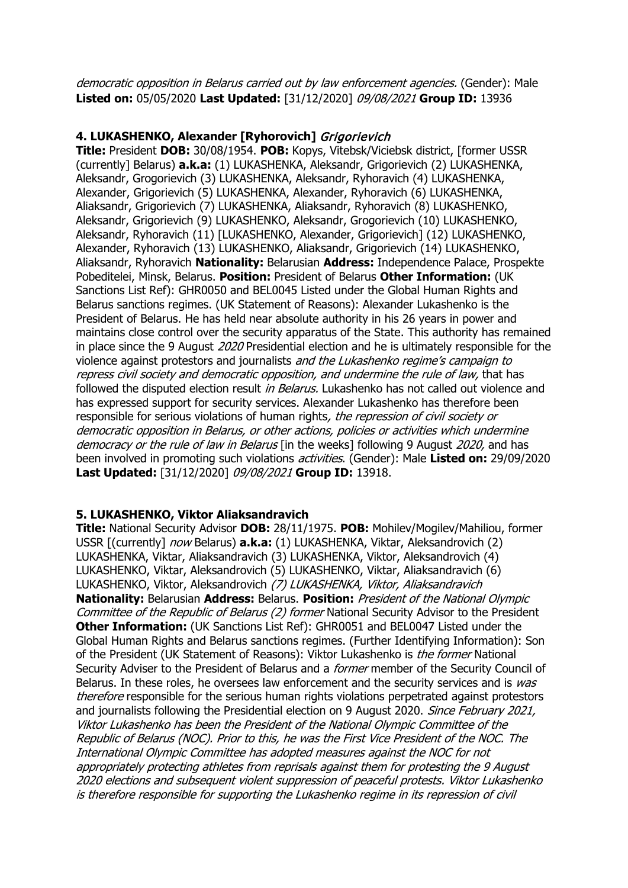*democratic opposition in Belarus carried out by law enforcement agencies.* (Gender): Male **Listed on:** 05/05/2020 **Last Updated:** [31/12/2020] *09/08/2021* **Group ID:** 13936

### 4. LUKASHENKO, Alexander [Ryhorovich] *Grigorievich*

**Title:** President **DOB:** 30/08/1954. **POB:** Kopys, Vitebsk/Viciebsk district, [former USSR (currently] Belarus) **a.k.a:** (1) LUKASHENKA, Aleksandr, Grigorievich (2) LUKASHENKA, Aleksandr, Grogorievich (3) LUKASHENKA, Aleksandr, Ryhoravich (4) LUKASHENKA, Alexander, Grigorievich (5) LUKASHENKA, Alexander, Ryhoravich (6) LUKASHENKA, Aliaksandr, Grigorievich (7) LUKASHENKA, Aliaksandr, Ryhoravich (8) LUKASHENKO, Aleksandr, Grigorievich (9) LUKASHENKO, Aleksandr, Grogorievich (10) LUKASHENKO, Aleksandr, Ryhoravich (11) [LUKASHENKO, Alexander, Grigorievich] (12) LUKASHENKO, Alexander, Ryhoravich (13) LUKASHENKO, Aliaksandr, Grigorievich (14) LUKASHENKO, Aliaksandr, Ryhoravich **Nationality:** Belarusian **Address:** Independence Palace, Prospekte Pobeditelei, Minsk, Belarus. **Position:** President of Belarus **Other Information:** (UK Sanctions List Ref): GHR0050 and BEL0045 Listed under the Global Human Rights and Belarus sanctions regimes. (UK Statement of Reasons): Alexander Lukashenko is the President of Belarus. He has held near absolute authority in his 26 years in power and maintains close control over the security apparatus of the State. This authority has remained in place since the 9 August *2020* Presidential election and he is ultimately responsible for the violence against protestors and journalists *and the Lukashenko regime's campaign to repress civil society and democratic opposition, and undermine the rule of law,* that has followed the disputed election result *in Belarus.* Lukashenko has not called out violence and has expressed support for security services. Alexander Lukashenko has therefore been responsible for serious violations of human rights*, the repression of civil society or democratic opposition in Belarus, or other actions, policies or activities which undermine democracy or the rule of law in Belarus* [in the weeks] following 9 August *2020,* and has been involved in promoting such violations *activities*. (Gender): Male **Listed on:** 29/09/2020 **Last Updated:** [31/12/2020] *09/08/2021* **Group ID:** 13918.

### 5. LUKASHENKO, Viktor Aliaksandravich

**Title:** National Security Advisor **DOB:** 28/11/1975. **POB:** Mohilev/Mogilev/Mahiliou, former USSR [(currently] *now* Belarus) **a.k.a:** (1) LUKASHENKA, Viktar, Aleksandrovich (2) LUKASHENKA, Viktar, Aliaksandravich (3) LUKASHENKA, Viktor, Aleksandrovich (4) LUKASHENKO, Viktar, Aleksandrovich (5) LUKASHENKO, Viktar, Aliaksandravich (6) LUKASHENKO, Viktor, Aleksandrovich *(7) LUKASHENKA, Viktor, Aliaksandravich* **Nationality:** Belarusian **Address:** Belarus. **Position:** *President of the National Olympic Committee of the Republic of Belarus (2) former* National Security Advisor to the President **Other Information:** (UK Sanctions List Ref): GHR0051 and BEL0047 Listed under the Global Human Rights and Belarus sanctions regimes. (Further Identifying Information): Son of the President (UK Statement of Reasons): Viktor Lukashenko is *the former* National Security Adviser to the President of Belarus and a *former* member of the Security Council of Belarus. In these roles, he oversees law enforcement and the security services and is *was therefore* responsible for the serious human rights violations perpetrated against protestors and journalists following the Presidential election on 9 August 2020. *Since February 2021, Viktor Lukashenko has been the President of the National Olympic Committee of the Republic of Belarus (NOC). Prior to this, he was the First Vice President of the NOC. The International Olympic Committee has adopted measures against the NOC for not appropriately protecting athletes from reprisals against them for protesting the 9 August 2020 elections and subsequent violent suppression of peaceful protests. Viktor Lukashenko is therefore responsible for supporting the Lukashenko regime in its repression of civil*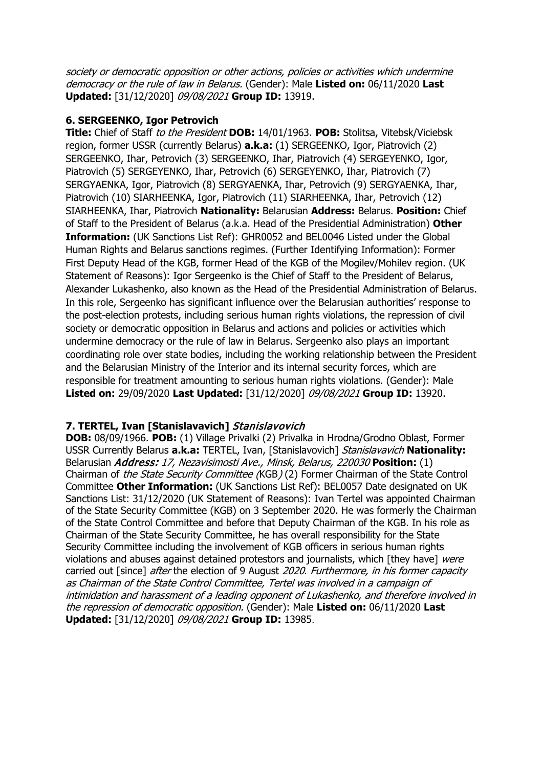*society or democratic opposition or other actions, policies or activities which undermine democracy or the rule of law in Belarus.* (Gender): Male **Listed on:** 06/11/2020 **Last Updated:** [31/12/2020] *09/08/2021* **Group ID:** 13919.

### 6. SERGEENKO, Igor Petrovich

**Title:** Chief of Staff *to the President* **DOB:** 14/01/1963. **POB:** Stolitsa, Vitebsk/Viciebsk region, former USSR (currently Belarus) **a.k.a:** (1) SERGEENKO, Igor, Piatrovich (2) SERGEENKO, Ihar, Petrovich (3) SERGEENKO, Ihar, Piatrovich (4) SERGEYENKO, Igor, Piatrovich (5) SERGEYENKO, Ihar, Petrovich (6) SERGEYENKO, Ihar, Piatrovich (7) SERGYAENKA, Igor, Piatrovich (8) SERGYAENKA, Ihar, Petrovich (9) SERGYAENKA, Ihar, Piatrovich (10) SIARHEENKA, Igor, Piatrovich (11) SIARHEENKA, Ihar, Petrovich (12) SIARHEENKA, Ihar, Piatrovich **Nationality:** Belarusian **Address:** Belarus. **Position:** Chief of Staff to the President of Belarus (a.k.a. Head of the Presidential Administration) **Other Information:** (UK Sanctions List Ref): GHR0052 and BEL0046 Listed under the Global Human Rights and Belarus sanctions regimes. (Further Identifying Information): Former First Deputy Head of the KGB, former Head of the KGB of the Mogilev/Mohilev region. (UK Statement of Reasons): Igor Sergeenko is the Chief of Staff to the President of Belarus, Alexander Lukashenko, also known as the Head of the Presidential Administration of Belarus. In this role, Sergeenko has significant influence over the Belarusian authorities' response to the post-election protests, including serious human rights violations, the repression of civil society or democratic opposition in Belarus and actions and policies or activities which undermine democracy or the rule of law in Belarus. Sergeenko also plays an important coordinating role over state bodies, including the working relationship between the President and the Belarusian Ministry of the Interior and its internal security forces, which are responsible for treatment amounting to serious human rights violations. (Gender): Male **Listed on:** 29/09/2020 **Last Updated:** [31/12/2020] *09/08/2021* **Group ID:** 13920.

### 7. TERTEL, Ivan [Stanislavavich] *Stanislavovich*

**DOB:** 08/09/1966. **POB:** (1) Village Privalki (2) Privalka in Hrodna/Grodno Oblast, Former USSR Currently Belarus **a.k.a:** TERTEL, Ivan, [Stanislavovich] *Stanislavavich* **Nationality:** Belarusian ***Address:*** *17, Nezavisimosti Ave., Minsk, Belarus, 220030* **Position:** (1) Chairman of *the State Security Committee (*KGB*)* (2) Former Chairman of the State Control Committee **Other Information:** (UK Sanctions List Ref): BEL0057 Date designated on UK Sanctions List: 31/12/2020 (UK Statement of Reasons): Ivan Tertel was appointed Chairman of the State Security Committee (KGB) on 3 September 2020. He was formerly the Chairman of the State Control Committee and before that Deputy Chairman of the KGB. In his role as Chairman of the State Security Committee, he has overall responsibility for the State Security Committee including the involvement of KGB officers in serious human rights violations and abuses against detained protestors and journalists, which [they have] *were* carried out [since] *after* the election of 9 August *2020*. *Furthermore, in his former capacity as Chairman of the State Control Committee, Tertel was involved in a campaign of intimidation and harassment of a leading opponent of Lukashenko, and therefore involved in the repression of democratic opposition.* (Gender): Male **Listed on:** 06/11/2020 **Last Updated:** [31/12/2020] *09/08/2021* **Group ID:** 13985.